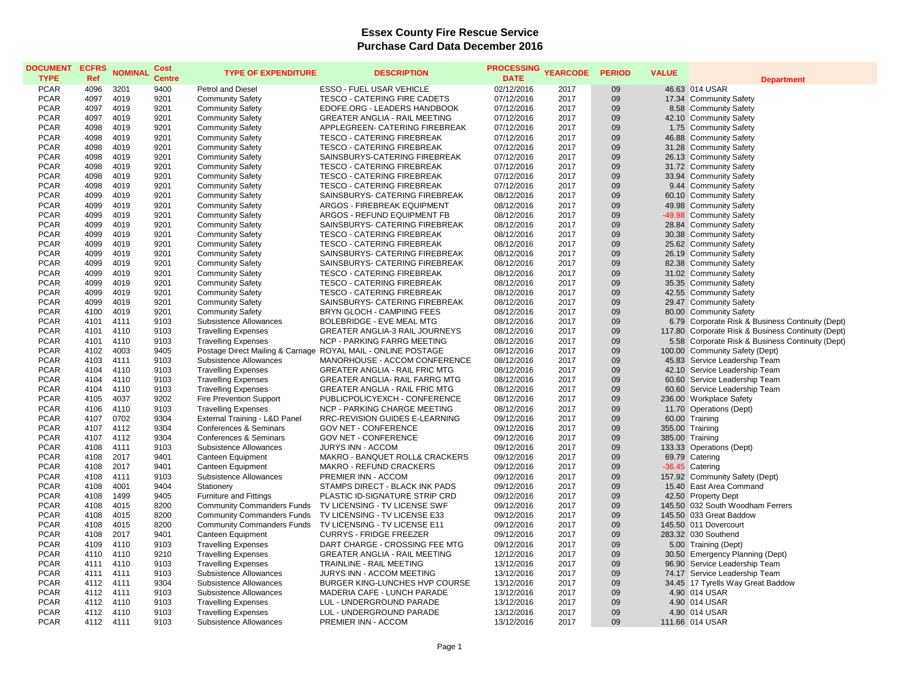# Essex County Fire Rescue Service
## Purchase Card Data December 2016

| DOCUMENT TYPE | ECFRS Ref | NOMINAL | Cost Centre | TYPE OF EXPENDITURE | DESCRIPTION | PROCESSING DATE | YEARCODE | PERIOD | VALUE | Department |
|---|---|---|---|---|---|---|---|---|---|---|
| PCAR | 4096 | 3201 | 9400 | Petrol and Diesel | ESSO - FUEL USAR VEHICLE | 02/12/2016 | 2017 | 09 | 46.63 | 014 USAR |
| PCAR | 4097 | 4019 | 9201 | Community Safety | TESCO - CATERING FIRE CADETS | 07/12/2016 | 2017 | 09 | 17.34 | Community Safety |
| PCAR | 4097 | 4019 | 9201 | Community Safety | EDOFE.ORG - LEADERS HANDBOOK | 07/12/2016 | 2017 | 09 | 8.58 | Community Safety |
| PCAR | 4097 | 4019 | 9201 | Community Safety | GREATER ANGLIA - RAIL MEETING | 07/12/2016 | 2017 | 09 | 42.10 | Community Safety |
| PCAR | 4098 | 4019 | 9201 | Community Safety | APPLEGREEN- CATERING FIREBREAK | 07/12/2016 | 2017 | 09 | 1.75 | Community Safety |
| PCAR | 4098 | 4019 | 9201 | Community Safety | TESCO - CATERING FIREBREAK | 07/12/2016 | 2017 | 09 | 46.88 | Community Safety |
| PCAR | 4098 | 4019 | 9201 | Community Safety | TESCO - CATERING FIREBREAK | 07/12/2016 | 2017 | 09 | 31.28 | Community Safety |
| PCAR | 4098 | 4019 | 9201 | Community Safety | SAINSBURYS-CATERING FIREBREAK | 07/12/2016 | 2017 | 09 | 26.13 | Community Safety |
| PCAR | 4098 | 4019 | 9201 | Community Safety | TESCO - CATERING FIREBREAK | 07/12/2016 | 2017 | 09 | 31.72 | Community Safety |
| PCAR | 4098 | 4019 | 9201 | Community Safety | TESCO - CATERING FIREBREAK | 07/12/2016 | 2017 | 09 | 33.94 | Community Safety |
| PCAR | 4098 | 4019 | 9201 | Community Safety | TESCO - CATERING FIREBREAK | 07/12/2016 | 2017 | 09 | 9.44 | Community Safety |
| PCAR | 4099 | 4019 | 9201 | Community Safety | SAINSBURYS- CATERING FIREBREAK | 08/12/2016 | 2017 | 09 | 60.10 | Community Safety |
| PCAR | 4099 | 4019 | 9201 | Community Safety | ARGOS - FIREBREAK EQUIPMENT | 08/12/2016 | 2017 | 09 | 49.98 | Community Safety |
| PCAR | 4099 | 4019 | 9201 | Community Safety | ARGOS - REFUND EQUIPMENT FB | 08/12/2016 | 2017 | 09 | -49.98 | Community Safety |
| PCAR | 4099 | 4019 | 9201 | Community Safety | SAINSBURYS- CATERING FIREBREAK | 08/12/2016 | 2017 | 09 | 28.84 | Community Safety |
| PCAR | 4099 | 4019 | 9201 | Community Safety | TESCO - CATERING FIREBREAK | 08/12/2016 | 2017 | 09 | 30.38 | Community Safety |
| PCAR | 4099 | 4019 | 9201 | Community Safety | TESCO - CATERING FIREBREAK | 08/12/2016 | 2017 | 09 | 25.62 | Community Safety |
| PCAR | 4099 | 4019 | 9201 | Community Safety | SAINSBURYS- CATERING FIREBREAK | 08/12/2016 | 2017 | 09 | 26.19 | Community Safety |
| PCAR | 4099 | 4019 | 9201 | Community Safety | SAINSBURYS- CATERING FIREBREAK | 08/12/2016 | 2017 | 09 | 82.38 | Community Safety |
| PCAR | 4099 | 4019 | 9201 | Community Safety | TESCO - CATERING FIREBREAK | 08/12/2016 | 2017 | 09 | 31.02 | Community Safety |
| PCAR | 4099 | 4019 | 9201 | Community Safety | TESCO - CATERING FIREBREAK | 08/12/2016 | 2017 | 09 | 35.35 | Community Safety |
| PCAR | 4099 | 4019 | 9201 | Community Safety | TESCO - CATERING FIREBREAK | 08/12/2016 | 2017 | 09 | 42.55 | Community Safety |
| PCAR | 4099 | 4019 | 9201 | Community Safety | SAINSBURYS- CATERING FIREBREAK | 08/12/2016 | 2017 | 09 | 29.47 | Community Safety |
| PCAR | 4100 | 4019 | 9201 | Community Safety | BRYN GLOCH - CAMPIING FEES | 08/12/2016 | 2017 | 09 | 80.00 | Community Safety |
| PCAR | 4101 | 4111 | 9103 | Subsistence Allowances | BOLEBRIDGE - EVE MEAL MTG | 08/12/2016 | 2017 | 09 | 6.79 | Corporate Risk & Business Continuity (Dept) |
| PCAR | 4101 | 4110 | 9103 | Travelling Expenses | GREATER ANGLIA-3 RAIL JOURNEYS | 08/12/2016 | 2017 | 09 | 117.80 | Corporate Risk & Business Continuity (Dept) |
| PCAR | 4101 | 4110 | 9103 | Travelling Expenses | NCP - PARKING FARRG MEETING | 08/12/2016 | 2017 | 09 | 5.58 | Corporate Risk & Business Continuity (Dept) |
| PCAR | 4102 | 4003 | 9405 | Postage Direct Mailing & Carriage | ROYAL MAIL - ONLINE POSTAGE | 08/12/2016 | 2017 | 09 | 100.00 | Community Safety (Dept) |
| PCAR | 4103 | 4111 | 9103 | Subsistence Allowances | MANORHOUSE - ACCOM CONFERENCE | 08/12/2016 | 2017 | 09 | 45.83 | Service Leadership Team |
| PCAR | 4104 | 4110 | 9103 | Travelling Expenses | GREATER ANGLIA - RAIL FRIC MTG | 08/12/2016 | 2017 | 09 | 42.10 | Service Leadership Team |
| PCAR | 4104 | 4110 | 9103 | Travelling Expenses | GREATER ANGLIA- RAIL FARRG MTG | 08/12/2016 | 2017 | 09 | 60.60 | Service Leadership Team |
| PCAR | 4104 | 4110 | 9103 | Travelling Expenses | GREATER ANGLIA - RAIL FRIC MTG | 08/12/2016 | 2017 | 09 | 60.60 | Service Leadership Team |
| PCAR | 4105 | 4037 | 9202 | Fire Prevention Support | PUBLICPOLICYEXCH - CONFERENCE | 08/12/2016 | 2017 | 09 | 236.00 | Workplace Safety |
| PCAR | 4106 | 4110 | 9103 | Travelling Expenses | NCP - PARKING CHARGE MEETING | 08/12/2016 | 2017 | 09 | 11.70 | Operations (Dept) |
| PCAR | 4107 | 0702 | 9304 | External Training - L&D Panel | RRC-REVISION GUIDES E-LEARNING | 09/12/2016 | 2017 | 09 | 60.00 | Training |
| PCAR | 4107 | 4112 | 9304 | Conferences & Seminars | GOV NET - CONFERENCE | 09/12/2016 | 2017 | 09 | 355.00 | Training |
| PCAR | 4107 | 4112 | 9304 | Conferences & Seminars | GOV NET - CONFERENCE | 09/12/2016 | 2017 | 09 | 385.00 | Training |
| PCAR | 4108 | 4111 | 9103 | Subsistence Allowances | JURYS INN - ACCOM | 09/12/2016 | 2017 | 09 | 133.33 | Operations (Dept) |
| PCAR | 4108 | 2017 | 9401 | Canteen Equipment | MAKRO - BANQUET ROLL& CRACKERS | 09/12/2016 | 2017 | 09 | 69.79 | Catering |
| PCAR | 4108 | 2017 | 9401 | Canteen Equipment | MAKRO - REFUND CRACKERS | 09/12/2016 | 2017 | 09 | -36.45 | Catering |
| PCAR | 4108 | 4111 | 9103 | Subsistence Allowances | PREMIER INN - ACCOM | 09/12/2016 | 2017 | 09 | 157.92 | Community Safety (Dept) |
| PCAR | 4108 | 4001 | 9404 | Stationery | STAMPS DIRECT - BLACK INK PADS | 09/12/2016 | 2017 | 09 | 15.40 | East Area Command |
| PCAR | 4108 | 1499 | 9405 | Furniture and Fittings | PLASTIC ID-SIGNATURE STRIP CRD | 09/12/2016 | 2017 | 09 | 42.50 | Property Dept |
| PCAR | 4108 | 4015 | 8200 | Community Commanders Funds | TV LICENSING - TV LICENSE SWF | 09/12/2016 | 2017 | 09 | 145.50 | 032 South Woodham Ferrers |
| PCAR | 4108 | 4015 | 8200 | Community Commanders Funds | TV LICENSING - TV LICENSE E33 | 09/12/2016 | 2017 | 09 | 145.50 | 033 Great Baddow |
| PCAR | 4108 | 4015 | 8200 | Community Commanders Funds | TV LICENSING - TV LICENSE E11 | 09/12/2016 | 2017 | 09 | 145.50 | 011 Dovercourt |
| PCAR | 4108 | 2017 | 9401 | Canteen Equipment | CURRYS - FRIDGE FREEZER | 09/12/2016 | 2017 | 09 | 283.32 | 030 Southend |
| PCAR | 4109 | 4110 | 9103 | Travelling Expenses | DART CHARGE - CROSSING FEE MTG | 09/12/2016 | 2017 | 09 | 5.00 | Training (Dept) |
| PCAR | 4110 | 4110 | 9210 | Travelling Expenses | GREATER ANGLIA - RAIL MEETING | 12/12/2016 | 2017 | 09 | 30.50 | Emergency Planning (Dept) |
| PCAR | 4111 | 4110 | 9103 | Travelling Expenses | TRAINLINE - RAIL MEETING | 13/12/2016 | 2017 | 09 | 96.90 | Service Leadership Team |
| PCAR | 4111 | 4111 | 9103 | Subsistence Allowances | JURYS INN - ACCOM MEETING | 13/12/2016 | 2017 | 09 | 74.17 | Service Leadership Team |
| PCAR | 4112 | 4111 | 9304 | Subsistence Allowances | BURGER KING-LUNCHES HVP COURSE | 13/12/2016 | 2017 | 09 | 34.45 | 17 Tyrells Way Great Baddow |
| PCAR | 4112 | 4111 | 9103 | Subsistence Allowances | MADERIA CAFE - LUNCH PARADE | 13/12/2016 | 2017 | 09 | 4.90 | 014 USAR |
| PCAR | 4112 | 4110 | 9103 | Travelling Expenses | LUL - UNDERGROUND PARADE | 13/12/2016 | 2017 | 09 | 4.90 | 014 USAR |
| PCAR | 4112 | 4110 | 9103 | Travelling Expenses | LUL - UNDERGROUND PARADE | 13/12/2016 | 2017 | 09 | 4.90 | 014 USAR |
| PCAR | 4112 | 4111 | 9103 | Subsistence Allowances | PREMIER INN - ACCOM | 13/12/2016 | 2017 | 09 | 111.66 | 014 USAR |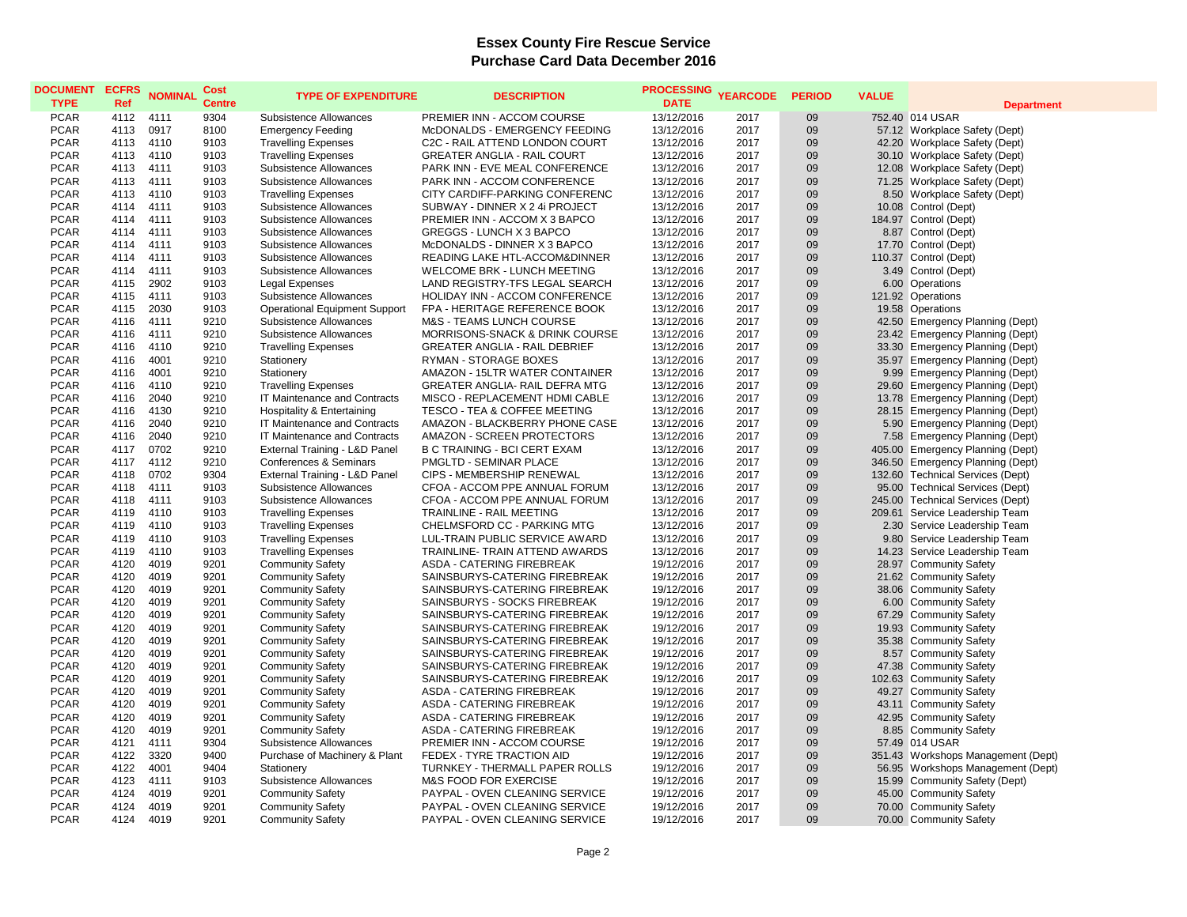# Essex County Fire Rescue Service
## Purchase Card Data December 2016

| DOCUMENT TYPE | ECFRS Ref | NOMINAL | Cost Centre | TYPE OF EXPENDITURE | DESCRIPTION | PROCESSING DATE | YEARCODE | PERIOD | VALUE | Department |
|---|---|---|---|---|---|---|---|---|---|---|
| PCAR | 4112 | 4111 | 9304 | Subsistence Allowances | PREMIER INN - ACCOM COURSE | 13/12/2016 | 2017 | 09 | 752.40 | 014 USAR |
| PCAR | 4113 | 0917 | 8100 | Emergency Feeding | McDONALDS - EMERGENCY FEEDING | 13/12/2016 | 2017 | 09 | 57.12 | Workplace Safety (Dept) |
| PCAR | 4113 | 4110 | 9103 | Travelling Expenses | C2C - RAIL ATTEND LONDON COURT | 13/12/2016 | 2017 | 09 | 42.20 | Workplace Safety (Dept) |
| PCAR | 4113 | 4110 | 9103 | Travelling Expenses | GREATER ANGLIA - RAIL COURT | 13/12/2016 | 2017 | 09 | 30.10 | Workplace Safety (Dept) |
| PCAR | 4113 | 4111 | 9103 | Subsistence Allowances | PARK INN - EVE MEAL CONFERENCE | 13/12/2016 | 2017 | 09 | 12.08 | Workplace Safety (Dept) |
| PCAR | 4113 | 4111 | 9103 | Subsistence Allowances | PARK INN - ACCOM CONFERENCE | 13/12/2016 | 2017 | 09 | 71.25 | Workplace Safety (Dept) |
| PCAR | 4113 | 4110 | 9103 | Travelling Expenses | CITY CARDIFF-PARKING CONFERENC | 13/12/2016 | 2017 | 09 | 8.50 | Workplace Safety (Dept) |
| PCAR | 4114 | 4111 | 9103 | Subsistence Allowances | SUBWAY - DINNER X 2 4i PROJECT | 13/12/2016 | 2017 | 09 | 10.08 | Control (Dept) |
| PCAR | 4114 | 4111 | 9103 | Subsistence Allowances | PREMIER INN - ACCOM X 3 BAPCO | 13/12/2016 | 2017 | 09 | 184.97 | Control (Dept) |
| PCAR | 4114 | 4111 | 9103 | Subsistence Allowances | GREGGS - LUNCH X 3 BAPCO | 13/12/2016 | 2017 | 09 | 8.87 | Control (Dept) |
| PCAR | 4114 | 4111 | 9103 | Subsistence Allowances | McDONALDS - DINNER X 3 BAPCO | 13/12/2016 | 2017 | 09 | 17.70 | Control (Dept) |
| PCAR | 4114 | 4111 | 9103 | Subsistence Allowances | READING LAKE HTL-ACCOM&DINNER | 13/12/2016 | 2017 | 09 | 110.37 | Control (Dept) |
| PCAR | 4114 | 4111 | 9103 | Subsistence Allowances | WELCOME BRK - LUNCH MEETING | 13/12/2016 | 2017 | 09 | 3.49 | Control (Dept) |
| PCAR | 4115 | 2902 | 9103 | Legal Expenses | LAND REGISTRY-TFS LEGAL SEARCH | 13/12/2016 | 2017 | 09 | 6.00 | Operations |
| PCAR | 4115 | 4111 | 9103 | Subsistence Allowances | HOLIDAY INN - ACCOM CONFERENCE | 13/12/2016 | 2017 | 09 | 121.92 | Operations |
| PCAR | 4115 | 2030 | 9103 | Operational Equipment Support | FPA - HERITAGE REFERENCE BOOK | 13/12/2016 | 2017 | 09 | 19.58 | Operations |
| PCAR | 4116 | 4111 | 9210 | Subsistence Allowances | M&S - TEAMS LUNCH COURSE | 13/12/2016 | 2017 | 09 | 42.50 | Emergency Planning (Dept) |
| PCAR | 4116 | 4111 | 9210 | Subsistence Allowances | MORRISONS-SNACK & DRINK COURSE | 13/12/2016 | 2017 | 09 | 23.42 | Emergency Planning (Dept) |
| PCAR | 4116 | 4110 | 9210 | Travelling Expenses | GREATER ANGLIA - RAIL DEBRIEF | 13/12/2016 | 2017 | 09 | 33.30 | Emergency Planning (Dept) |
| PCAR | 4116 | 4001 | 9210 | Stationery | RYMAN - STORAGE BOXES | 13/12/2016 | 2017 | 09 | 35.97 | Emergency Planning (Dept) |
| PCAR | 4116 | 4001 | 9210 | Stationery | AMAZON - 15LTR WATER CONTAINER | 13/12/2016 | 2017 | 09 | 9.99 | Emergency Planning (Dept) |
| PCAR | 4116 | 4110 | 9210 | Travelling Expenses | GREATER ANGLIA- RAIL DEFRA MTG | 13/12/2016 | 2017 | 09 | 29.60 | Emergency Planning (Dept) |
| PCAR | 4116 | 2040 | 9210 | IT Maintenance and Contracts | MISCO - REPLACEMENT HDMI CABLE | 13/12/2016 | 2017 | 09 | 13.78 | Emergency Planning (Dept) |
| PCAR | 4116 | 4130 | 9210 | Hospitality & Entertaining | TESCO - TEA & COFFEE MEETING | 13/12/2016 | 2017 | 09 | 28.15 | Emergency Planning (Dept) |
| PCAR | 4116 | 2040 | 9210 | IT Maintenance and Contracts | AMAZON - BLACKBERRY PHONE CASE | 13/12/2016 | 2017 | 09 | 5.90 | Emergency Planning (Dept) |
| PCAR | 4116 | 2040 | 9210 | IT Maintenance and Contracts | AMAZON - SCREEN PROTECTORS | 13/12/2016 | 2017 | 09 | 7.58 | Emergency Planning (Dept) |
| PCAR | 4117 | 0702 | 9210 | External Training - L&D Panel | B C TRAINING - BCI CERT EXAM | 13/12/2016 | 2017 | 09 | 405.00 | Emergency Planning (Dept) |
| PCAR | 4117 | 4112 | 9210 | Conferences & Seminars | PMGLTD - SEMINAR PLACE | 13/12/2016 | 2017 | 09 | 346.50 | Emergency Planning (Dept) |
| PCAR | 4118 | 0702 | 9304 | External Training - L&D Panel | CIPS - MEMBERSHIP RENEWAL | 13/12/2016 | 2017 | 09 | 132.60 | Technical Services (Dept) |
| PCAR | 4118 | 4111 | 9103 | Subsistence Allowances | CFOA - ACCOM PPE ANNUAL FORUM | 13/12/2016 | 2017 | 09 | 95.00 | Technical Services (Dept) |
| PCAR | 4118 | 4111 | 9103 | Subsistence Allowances | CFOA - ACCOM PPE ANNUAL FORUM | 13/12/2016 | 2017 | 09 | 245.00 | Technical Services (Dept) |
| PCAR | 4119 | 4110 | 9103 | Travelling Expenses | TRAINLINE - RAIL MEETING | 13/12/2016 | 2017 | 09 | 209.61 | Service Leadership Team |
| PCAR | 4119 | 4110 | 9103 | Travelling Expenses | CHELMSFORD CC - PARKING MTG | 13/12/2016 | 2017 | 09 | 2.30 | Service Leadership Team |
| PCAR | 4119 | 4110 | 9103 | Travelling Expenses | LUL-TRAIN PUBLIC SERVICE AWARD | 13/12/2016 | 2017 | 09 | 9.80 | Service Leadership Team |
| PCAR | 4119 | 4110 | 9103 | Travelling Expenses | TRAINLINE- TRAIN ATTEND AWARDS | 13/12/2016 | 2017 | 09 | 14.23 | Service Leadership Team |
| PCAR | 4120 | 4019 | 9201 | Community Safety | ASDA - CATERING FIREBREAK | 19/12/2016 | 2017 | 09 | 28.97 | Community Safety |
| PCAR | 4120 | 4019 | 9201 | Community Safety | SAINSBURYS-CATERING FIREBREAK | 19/12/2016 | 2017 | 09 | 21.62 | Community Safety |
| PCAR | 4120 | 4019 | 9201 | Community Safety | SAINSBURYS-CATERING FIREBREAK | 19/12/2016 | 2017 | 09 | 38.06 | Community Safety |
| PCAR | 4120 | 4019 | 9201 | Community Safety | SAINSBURYS - SOCKS FIREBREAK | 19/12/2016 | 2017 | 09 | 6.00 | Community Safety |
| PCAR | 4120 | 4019 | 9201 | Community Safety | SAINSBURYS-CATERING FIREBREAK | 19/12/2016 | 2017 | 09 | 67.29 | Community Safety |
| PCAR | 4120 | 4019 | 9201 | Community Safety | SAINSBURYS-CATERING FIREBREAK | 19/12/2016 | 2017 | 09 | 19.93 | Community Safety |
| PCAR | 4120 | 4019 | 9201 | Community Safety | SAINSBURYS-CATERING FIREBREAK | 19/12/2016 | 2017 | 09 | 35.38 | Community Safety |
| PCAR | 4120 | 4019 | 9201 | Community Safety | SAINSBURYS-CATERING FIREBREAK | 19/12/2016 | 2017 | 09 | 8.57 | Community Safety |
| PCAR | 4120 | 4019 | 9201 | Community Safety | SAINSBURYS-CATERING FIREBREAK | 19/12/2016 | 2017 | 09 | 47.38 | Community Safety |
| PCAR | 4120 | 4019 | 9201 | Community Safety | SAINSBURYS-CATERING FIREBREAK | 19/12/2016 | 2017 | 09 | 102.63 | Community Safety |
| PCAR | 4120 | 4019 | 9201 | Community Safety | ASDA - CATERING FIREBREAK | 19/12/2016 | 2017 | 09 | 49.27 | Community Safety |
| PCAR | 4120 | 4019 | 9201 | Community Safety | ASDA - CATERING FIREBREAK | 19/12/2016 | 2017 | 09 | 43.11 | Community Safety |
| PCAR | 4120 | 4019 | 9201 | Community Safety | ASDA - CATERING FIREBREAK | 19/12/2016 | 2017 | 09 | 42.95 | Community Safety |
| PCAR | 4120 | 4019 | 9201 | Community Safety | ASDA - CATERING FIREBREAK | 19/12/2016 | 2017 | 09 | 8.85 | Community Safety |
| PCAR | 4121 | 4111 | 9304 | Subsistence Allowances | PREMIER INN - ACCOM COURSE | 19/12/2016 | 2017 | 09 | 57.49 | 014 USAR |
| PCAR | 4122 | 3320 | 9400 | Purchase of Machinery & Plant | FEDEX - TYRE TRACTION AID | 19/12/2016 | 2017 | 09 | 351.43 | Workshops Management (Dept) |
| PCAR | 4122 | 4001 | 9404 | Stationery | TURNKEY - THERMALL PAPER ROLLS | 19/12/2016 | 2017 | 09 | 56.95 | Workshops Management (Dept) |
| PCAR | 4123 | 4111 | 9103 | Subsistence Allowances | M&S FOOD FOR EXERCISE | 19/12/2016 | 2017 | 09 | 15.99 | Community Safety (Dept) |
| PCAR | 4124 | 4019 | 9201 | Community Safety | PAYPAL - OVEN CLEANING SERVICE | 19/12/2016 | 2017 | 09 | 45.00 | Community Safety |
| PCAR | 4124 | 4019 | 9201 | Community Safety | PAYPAL - OVEN CLEANING SERVICE | 19/12/2016 | 2017 | 09 | 70.00 | Community Safety |
| PCAR | 4124 | 4019 | 9201 | Community Safety | PAYPAL - OVEN CLEANING SERVICE | 19/12/2016 | 2017 | 09 | 70.00 | Community Safety |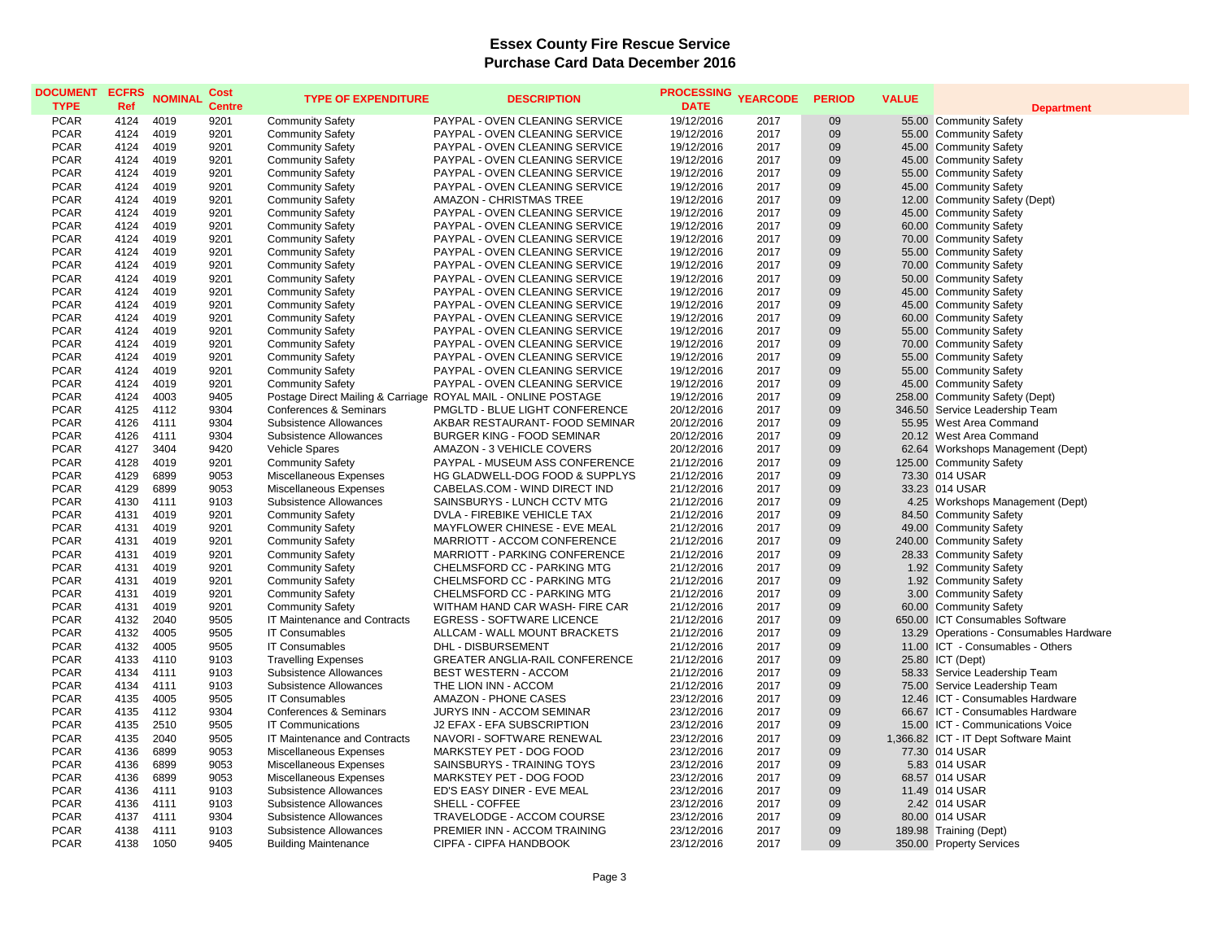# Essex County Fire Rescue Service
## Purchase Card Data December 2016

| DOCUMENT TYPE | ECFRS Ref | NOMINAL | Cost Centre | TYPE OF EXPENDITURE | DESCRIPTION | PROCESSING DATE | YEARCODE | PERIOD | VALUE | Department |
|---|---|---|---|---|---|---|---|---|---|---|
| PCAR | 4124 | 4019 | 9201 | Community Safety | PAYPAL - OVEN CLEANING SERVICE | 19/12/2016 | 2017 | 09 | 55.00 | Community Safety |
| PCAR | 4124 | 4019 | 9201 | Community Safety | PAYPAL - OVEN CLEANING SERVICE | 19/12/2016 | 2017 | 09 | 55.00 | Community Safety |
| PCAR | 4124 | 4019 | 9201 | Community Safety | PAYPAL - OVEN CLEANING SERVICE | 19/12/2016 | 2017 | 09 | 45.00 | Community Safety |
| PCAR | 4124 | 4019 | 9201 | Community Safety | PAYPAL - OVEN CLEANING SERVICE | 19/12/2016 | 2017 | 09 | 45.00 | Community Safety |
| PCAR | 4124 | 4019 | 9201 | Community Safety | PAYPAL - OVEN CLEANING SERVICE | 19/12/2016 | 2017 | 09 | 55.00 | Community Safety |
| PCAR | 4124 | 4019 | 9201 | Community Safety | PAYPAL - OVEN CLEANING SERVICE | 19/12/2016 | 2017 | 09 | 45.00 | Community Safety |
| PCAR | 4124 | 4019 | 9201 | Community Safety | AMAZON - CHRISTMAS TREE | 19/12/2016 | 2017 | 09 | 12.00 | Community Safety (Dept) |
| PCAR | 4124 | 4019 | 9201 | Community Safety | PAYPAL - OVEN CLEANING SERVICE | 19/12/2016 | 2017 | 09 | 45.00 | Community Safety |
| PCAR | 4124 | 4019 | 9201 | Community Safety | PAYPAL - OVEN CLEANING SERVICE | 19/12/2016 | 2017 | 09 | 60.00 | Community Safety |
| PCAR | 4124 | 4019 | 9201 | Community Safety | PAYPAL - OVEN CLEANING SERVICE | 19/12/2016 | 2017 | 09 | 70.00 | Community Safety |
| PCAR | 4124 | 4019 | 9201 | Community Safety | PAYPAL - OVEN CLEANING SERVICE | 19/12/2016 | 2017 | 09 | 55.00 | Community Safety |
| PCAR | 4124 | 4019 | 9201 | Community Safety | PAYPAL - OVEN CLEANING SERVICE | 19/12/2016 | 2017 | 09 | 70.00 | Community Safety |
| PCAR | 4124 | 4019 | 9201 | Community Safety | PAYPAL - OVEN CLEANING SERVICE | 19/12/2016 | 2017 | 09 | 50.00 | Community Safety |
| PCAR | 4124 | 4019 | 9201 | Community Safety | PAYPAL - OVEN CLEANING SERVICE | 19/12/2016 | 2017 | 09 | 45.00 | Community Safety |
| PCAR | 4124 | 4019 | 9201 | Community Safety | PAYPAL - OVEN CLEANING SERVICE | 19/12/2016 | 2017 | 09 | 45.00 | Community Safety |
| PCAR | 4124 | 4019 | 9201 | Community Safety | PAYPAL - OVEN CLEANING SERVICE | 19/12/2016 | 2017 | 09 | 60.00 | Community Safety |
| PCAR | 4124 | 4019 | 9201 | Community Safety | PAYPAL - OVEN CLEANING SERVICE | 19/12/2016 | 2017 | 09 | 55.00 | Community Safety |
| PCAR | 4124 | 4019 | 9201 | Community Safety | PAYPAL - OVEN CLEANING SERVICE | 19/12/2016 | 2017 | 09 | 70.00 | Community Safety |
| PCAR | 4124 | 4019 | 9201 | Community Safety | PAYPAL - OVEN CLEANING SERVICE | 19/12/2016 | 2017 | 09 | 55.00 | Community Safety |
| PCAR | 4124 | 4019 | 9201 | Community Safety | PAYPAL - OVEN CLEANING SERVICE | 19/12/2016 | 2017 | 09 | 55.00 | Community Safety |
| PCAR | 4124 | 4019 | 9201 | Community Safety | PAYPAL - OVEN CLEANING SERVICE | 19/12/2016 | 2017 | 09 | 45.00 | Community Safety |
| PCAR | 4124 | 4003 | 9405 | Postage Direct Mailing & Carriage | ROYAL MAIL - ONLINE POSTAGE | 19/12/2016 | 2017 | 09 | 258.00 | Community Safety (Dept) |
| PCAR | 4125 | 4112 | 9304 | Conferences & Seminars | PMGLTD - BLUE LIGHT CONFERENCE | 20/12/2016 | 2017 | 09 | 346.50 | Service Leadership Team |
| PCAR | 4126 | 4111 | 9304 | Subsistence Allowances | AKBAR RESTAURANT- FOOD SEMINAR | 20/12/2016 | 2017 | 09 | 55.95 | West Area Command |
| PCAR | 4126 | 4111 | 9304 | Subsistence Allowances | BURGER KING - FOOD SEMINAR | 20/12/2016 | 2017 | 09 | 20.12 | West Area Command |
| PCAR | 4127 | 3404 | 9420 | Vehicle Spares | AMAZON - 3 VEHICLE COVERS | 20/12/2016 | 2017 | 09 | 62.64 | Workshops Management (Dept) |
| PCAR | 4128 | 4019 | 9201 | Community Safety | PAYPAL - MUSEUM ASS CONFERENCE | 21/12/2016 | 2017 | 09 | 125.00 | Community Safety |
| PCAR | 4129 | 6899 | 9053 | Miscellaneous Expenses | HG GLADWELL-DOG FOOD & SUPPLYS | 21/12/2016 | 2017 | 09 | 73.30 | 014 USAR |
| PCAR | 4129 | 6899 | 9053 | Miscellaneous Expenses | CABELAS.COM - WIND DIRECT IND | 21/12/2016 | 2017 | 09 | 33.23 | 014 USAR |
| PCAR | 4130 | 4111 | 9103 | Subsistence Allowances | SAINSBURYS - LUNCH CCTV MTG | 21/12/2016 | 2017 | 09 | 4.25 | Workshops Management (Dept) |
| PCAR | 4131 | 4019 | 9201 | Community Safety | DVLA - FIREBIKE VEHICLE TAX | 21/12/2016 | 2017 | 09 | 84.50 | Community Safety |
| PCAR | 4131 | 4019 | 9201 | Community Safety | MAYFLOWER CHINESE - EVE MEAL | 21/12/2016 | 2017 | 09 | 49.00 | Community Safety |
| PCAR | 4131 | 4019 | 9201 | Community Safety | MARRIOTT - ACCOM CONFERENCE | 21/12/2016 | 2017 | 09 | 240.00 | Community Safety |
| PCAR | 4131 | 4019 | 9201 | Community Safety | MARRIOTT - PARKING CONFERENCE | 21/12/2016 | 2017 | 09 | 28.33 | Community Safety |
| PCAR | 4131 | 4019 | 9201 | Community Safety | CHELMSFORD CC - PARKING MTG | 21/12/2016 | 2017 | 09 | 1.92 | Community Safety |
| PCAR | 4131 | 4019 | 9201 | Community Safety | CHELMSFORD CC - PARKING MTG | 21/12/2016 | 2017 | 09 | 1.92 | Community Safety |
| PCAR | 4131 | 4019 | 9201 | Community Safety | CHELMSFORD CC - PARKING MTG | 21/12/2016 | 2017 | 09 | 3.00 | Community Safety |
| PCAR | 4131 | 4019 | 9201 | Community Safety | WITHAM HAND CAR WASH- FIRE CAR | 21/12/2016 | 2017 | 09 | 60.00 | Community Safety |
| PCAR | 4132 | 2040 | 9505 | IT Maintenance and Contracts | EGRESS - SOFTWARE LICENCE | 21/12/2016 | 2017 | 09 | 650.00 | ICT Consumables Software |
| PCAR | 4132 | 4005 | 9505 | IT Consumables | ALLCAM - WALL MOUNT BRACKETS | 21/12/2016 | 2017 | 09 | 13.29 | Operations - Consumables Hardware |
| PCAR | 4132 | 4005 | 9505 | IT Consumables | DHL - DISBURSEMENT | 21/12/2016 | 2017 | 09 | 11.00 | ICT - Consumables - Others |
| PCAR | 4133 | 4110 | 9103 | Travelling Expenses | GREATER ANGLIA-RAIL CONFERENCE | 21/12/2016 | 2017 | 09 | 25.80 | ICT (Dept) |
| PCAR | 4134 | 4111 | 9103 | Subsistence Allowances | BEST WESTERN - ACCOM | 21/12/2016 | 2017 | 09 | 58.33 | Service Leadership Team |
| PCAR | 4134 | 4111 | 9103 | Subsistence Allowances | THE LION INN - ACCOM | 21/12/2016 | 2017 | 09 | 75.00 | Service Leadership Team |
| PCAR | 4135 | 4005 | 9505 | IT Consumables | AMAZON - PHONE CASES | 23/12/2016 | 2017 | 09 | 12.46 | ICT - Consumables Hardware |
| PCAR | 4135 | 4112 | 9304 | Conferences & Seminars | JURYS INN - ACCOM SEMINAR | 23/12/2016 | 2017 | 09 | 66.67 | ICT - Consumables Hardware |
| PCAR | 4135 | 2510 | 9505 | IT Communications | J2 EFAX - EFA SUBSCRIPTION | 23/12/2016 | 2017 | 09 | 15.00 | ICT - Communications Voice |
| PCAR | 4135 | 2040 | 9505 | IT Maintenance and Contracts | NAVORI - SOFTWARE RENEWAL | 23/12/2016 | 2017 | 09 | 1,366.82 | ICT - IT Dept Software Maint |
| PCAR | 4136 | 6899 | 9053 | Miscellaneous Expenses | MARKSTEY PET - DOG FOOD | 23/12/2016 | 2017 | 09 | 77.30 | 014 USAR |
| PCAR | 4136 | 6899 | 9053 | Miscellaneous Expenses | SAINSBURYS - TRAINING TOYS | 23/12/2016 | 2017 | 09 | 5.83 | 014 USAR |
| PCAR | 4136 | 6899 | 9053 | Miscellaneous Expenses | MARKSTEY PET - DOG FOOD | 23/12/2016 | 2017 | 09 | 68.57 | 014 USAR |
| PCAR | 4136 | 4111 | 9103 | Subsistence Allowances | ED'S EASY DINER - EVE MEAL | 23/12/2016 | 2017 | 09 | 11.49 | 014 USAR |
| PCAR | 4136 | 4111 | 9103 | Subsistence Allowances | SHELL - COFFEE | 23/12/2016 | 2017 | 09 | 2.42 | 014 USAR |
| PCAR | 4137 | 4111 | 9304 | Subsistence Allowances | TRAVELODGE - ACCOM COURSE | 23/12/2016 | 2017 | 09 | 80.00 | 014 USAR |
| PCAR | 4138 | 4111 | 9103 | Subsistence Allowances | PREMIER INN - ACCOM TRAINING | 23/12/2016 | 2017 | 09 | 189.98 | Training (Dept) |
| PCAR | 4138 | 1050 | 9405 | Building Maintenance | CIPFA - CIPFA HANDBOOK | 23/12/2016 | 2017 | 09 | 350.00 | Property Services |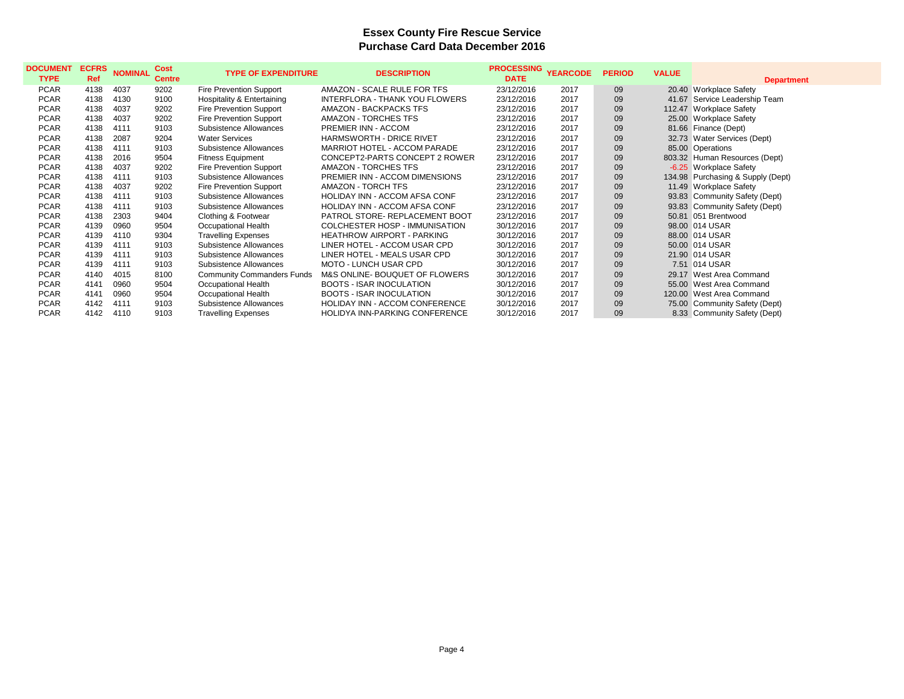# Essex County Fire Rescue Service
## Purchase Card Data December 2016

| DOCUMENT TYPE | ECFRS Ref | NOMINAL | Cost Centre | TYPE OF EXPENDITURE | DESCRIPTION | PROCESSING DATE | YEARCODE | PERIOD | VALUE | Department |
|---|---|---|---|---|---|---|---|---|---|---|
| PCAR | 4138 | 4037 | 9202 | Fire Prevention Support | AMAZON - SCALE RULE FOR TFS | 23/12/2016 | 2017 | 09 | 20.40 | Workplace Safety |
| PCAR | 4138 | 4130 | 9100 | Hospitality & Entertaining | INTERFLORA - THANK YOU FLOWERS | 23/12/2016 | 2017 | 09 | 41.67 | Service Leadership Team |
| PCAR | 4138 | 4037 | 9202 | Fire Prevention Support | AMAZON - BACKPACKS TFS | 23/12/2016 | 2017 | 09 | 112.47 | Workplace Safety |
| PCAR | 4138 | 4037 | 9202 | Fire Prevention Support | AMAZON - TORCHES TFS | 23/12/2016 | 2017 | 09 | 25.00 | Workplace Safety |
| PCAR | 4138 | 4111 | 9103 | Subsistence Allowances | PREMIER INN - ACCOM | 23/12/2016 | 2017 | 09 | 81.66 | Finance (Dept) |
| PCAR | 4138 | 2087 | 9204 | Water Services | HARMSWORTH - DRICE RIVET | 23/12/2016 | 2017 | 09 | 32.73 | Water Services (Dept) |
| PCAR | 4138 | 4111 | 9103 | Subsistence Allowances | MARRIOT HOTEL - ACCOM PARADE | 23/12/2016 | 2017 | 09 | 85.00 | Operations |
| PCAR | 4138 | 2016 | 9504 | Fitness Equipment | CONCEPT2-PARTS CONCEPT 2 ROWER | 23/12/2016 | 2017 | 09 | 803.32 | Human Resources (Dept) |
| PCAR | 4138 | 4037 | 9202 | Fire Prevention Support | AMAZON - TORCHES TFS | 23/12/2016 | 2017 | 09 | -6.25 | Workplace Safety |
| PCAR | 4138 | 4111 | 9103 | Subsistence Allowances | PREMIER INN - ACCOM DIMENSIONS | 23/12/2016 | 2017 | 09 | 134.98 | Purchasing & Supply (Dept) |
| PCAR | 4138 | 4037 | 9202 | Fire Prevention Support | AMAZON - TORCH TFS | 23/12/2016 | 2017 | 09 | 11.49 | Workplace Safety |
| PCAR | 4138 | 4111 | 9103 | Subsistence Allowances | HOLIDAY INN - ACCOM AFSA CONF | 23/12/2016 | 2017 | 09 | 93.83 | Community Safety (Dept) |
| PCAR | 4138 | 4111 | 9103 | Subsistence Allowances | HOLIDAY INN - ACCOM AFSA CONF | 23/12/2016 | 2017 | 09 | 93.83 | Community Safety (Dept) |
| PCAR | 4138 | 2303 | 9404 | Clothing & Footwear | PATROL STORE- REPLACEMENT BOOT | 23/12/2016 | 2017 | 09 | 50.81 | 051 Brentwood |
| PCAR | 4139 | 0960 | 9504 | Occupational Health | COLCHESTER HOSP - IMMUNISATION | 30/12/2016 | 2017 | 09 | 98.00 | 014 USAR |
| PCAR | 4139 | 4110 | 9304 | Travelling Expenses | HEATHROW AIRPORT - PARKING | 30/12/2016 | 2017 | 09 | 88.00 | 014 USAR |
| PCAR | 4139 | 4111 | 9103 | Subsistence Allowances | LINER HOTEL - ACCOM USAR CPD | 30/12/2016 | 2017 | 09 | 50.00 | 014 USAR |
| PCAR | 4139 | 4111 | 9103 | Subsistence Allowances | LINER HOTEL - MEALS USAR CPD | 30/12/2016 | 2017 | 09 | 21.90 | 014 USAR |
| PCAR | 4139 | 4111 | 9103 | Subsistence Allowances | MOTO - LUNCH USAR CPD | 30/12/2016 | 2017 | 09 | 7.51 | 014 USAR |
| PCAR | 4140 | 4015 | 8100 | Community Commanders Funds | M&S ONLINE- BOUQUET OF FLOWERS | 30/12/2016 | 2017 | 09 | 29.17 | West Area Command |
| PCAR | 4141 | 0960 | 9504 | Occupational Health | BOOTS - ISAR INOCULATION | 30/12/2016 | 2017 | 09 | 55.00 | West Area Command |
| PCAR | 4141 | 0960 | 9504 | Occupational Health | BOOTS - ISAR INOCULATION | 30/12/2016 | 2017 | 09 | 120.00 | West Area Command |
| PCAR | 4142 | 4111 | 9103 | Subsistence Allowances | HOLIDAY INN - ACCOM CONFERENCE | 30/12/2016 | 2017 | 09 | 75.00 | Community Safety (Dept) |
| PCAR | 4142 | 4110 | 9103 | Travelling Expenses | HOLIDYA INN-PARKING CONFERENCE | 30/12/2016 | 2017 | 09 | 8.33 | Community Safety (Dept) |